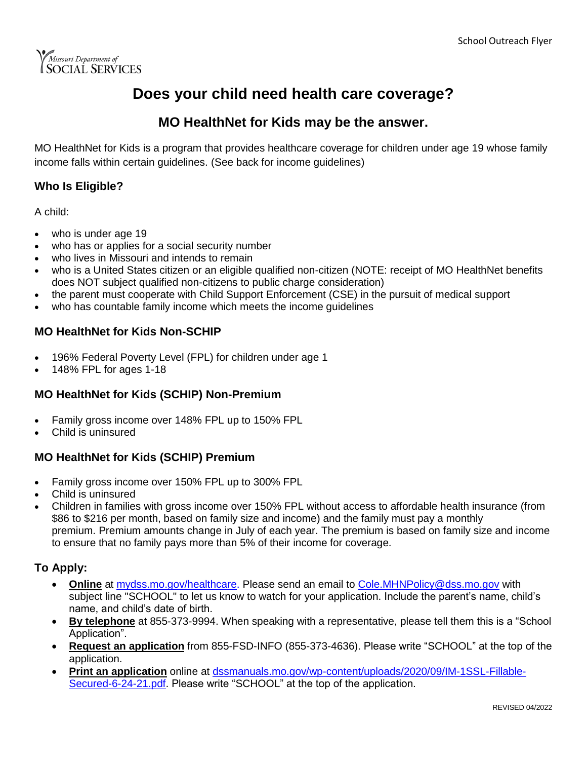School Outreach Flyer

Missouri Department of
SOCIAL SERVICES

# Does your child need health care coverage?

## MO HealthNet for Kids may be the answer.

MO HealthNet for Kids is a program that provides healthcare coverage for children under age 19 whose family income falls within certain guidelines. (See back for income guidelines)

### Who Is Eligible?

A child:

- who is under age 19
- who has or applies for a social security number
- who lives in Missouri and intends to remain
- who is a United States citizen or an eligible qualified non-citizen (NOTE: receipt of MO HealthNet benefits does NOT subject qualified non-citizens to public charge consideration)
- the parent must cooperate with Child Support Enforcement (CSE) in the pursuit of medical support
- who has countable family income which meets the income guidelines

### MO HealthNet for Kids Non-SCHIP

- 196% Federal Poverty Level (FPL) for children under age 1
- 148% FPL for ages 1-18

### MO HealthNet for Kids (SCHIP) Non-Premium

- Family gross income over 148% FPL up to 150% FPL
- Child is uninsured

### MO HealthNet for Kids (SCHIP) Premium

- Family gross income over 150% FPL up to 300% FPL
- Child is uninsured
- Children in families with gross income over 150% FPL without access to affordable health insurance (from $86 to $216 per month, based on family size and income) and the family must pay a monthly premium. Premium amounts change in July of each year. The premium is based on family size and income to ensure that no family pays more than 5% of their income for coverage.

### To Apply:

- **Online** at mydss.mo.gov/healthcare. Please send an email to Cole.MHNPolicy@dss.mo.gov with subject line "SCHOOL" to let us know to watch for your application. Include the parent's name, child's name, and child's date of birth.
- **By telephone** at 855-373-9994. When speaking with a representative, please tell them this is a "School Application".
- **Request an application** from 855-FSD-INFO (855-373-4636). Please write "SCHOOL" at the top of the application.
- **Print an application** online at dssmanuals.mo.gov/wp-content/uploads/2020/09/IM-1SSL-Fillable-Secured-6-24-21.pdf. Please write "SCHOOL" at the top of the application.

REVISED 04/2022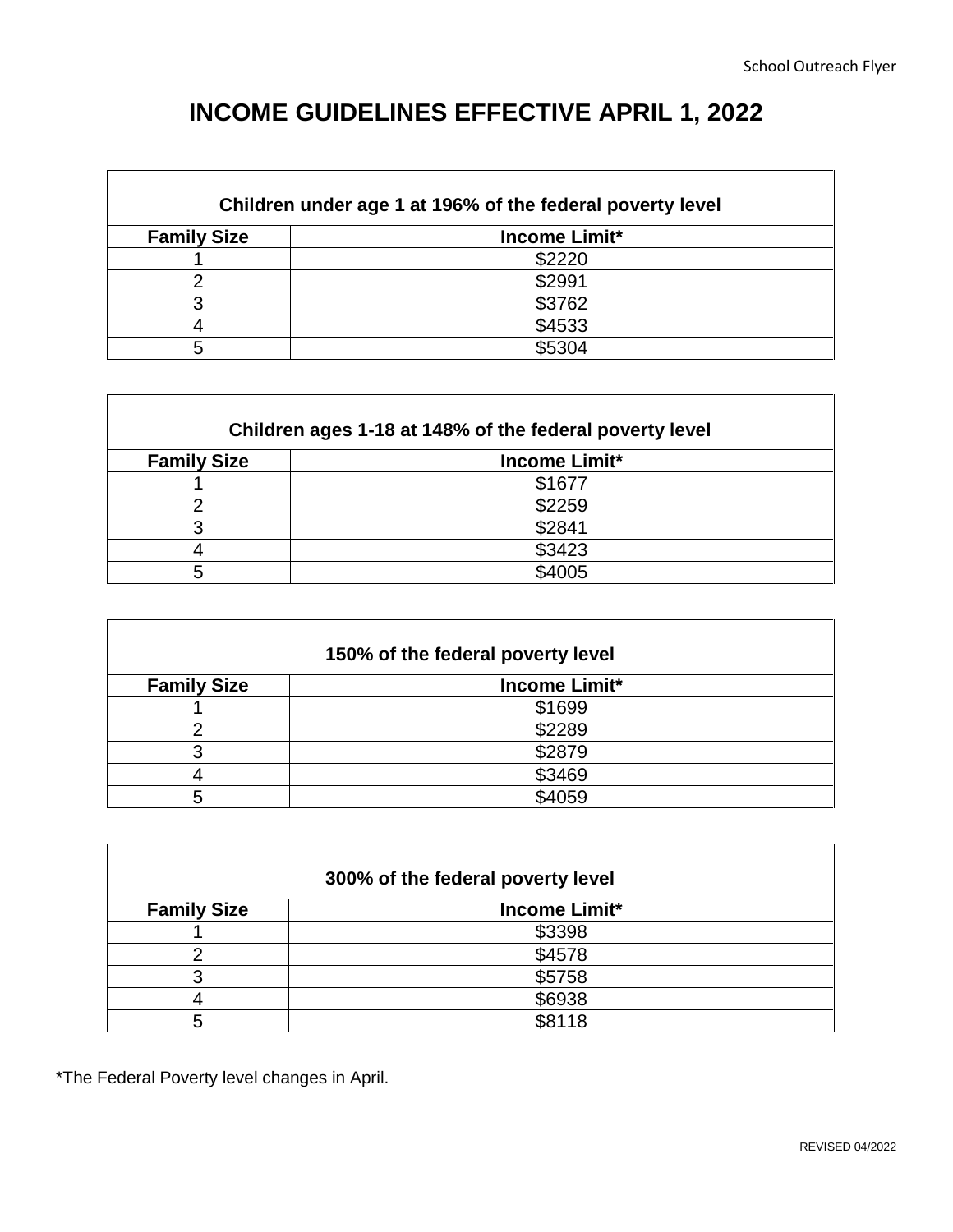# INCOME GUIDELINES EFFECTIVE APRIL 1, 2022

| Children under age 1 at 196% of the federal poverty level | |
|---|---|
| **Family Size** | **Income Limit*** |
| 1 | $2220 |
| 2 | $2991 |
| 3 | $3762 |
| 4 | $4533 |
| 5 | $5304 |

| Children ages 1-18 at 148% of the federal poverty level | |
|---|---|
| **Family Size** | **Income Limit*** |
| 1 | $1677 |
| 2 | $2259 |
| 3 | $2841 |
| 4 | $3423 |
| 5 | $4005 |

| 150% of the federal poverty level | |
|---|---|
| **Family Size** | **Income Limit*** |
| 1 | $1699 |
| 2 | $2289 |
| 3 | $2879 |
| 4 | $3469 |
| 5 | $4059 |

| 300% of the federal poverty level | |
|---|---|
| **Family Size** | **Income Limit*** |
| 1 | $3398 |
| 2 | $4578 |
| 3 | $5758 |
| 4 | $6938 |
| 5 | $8118 |

*The Federal Poverty level changes in April.

REVISED 04/2022